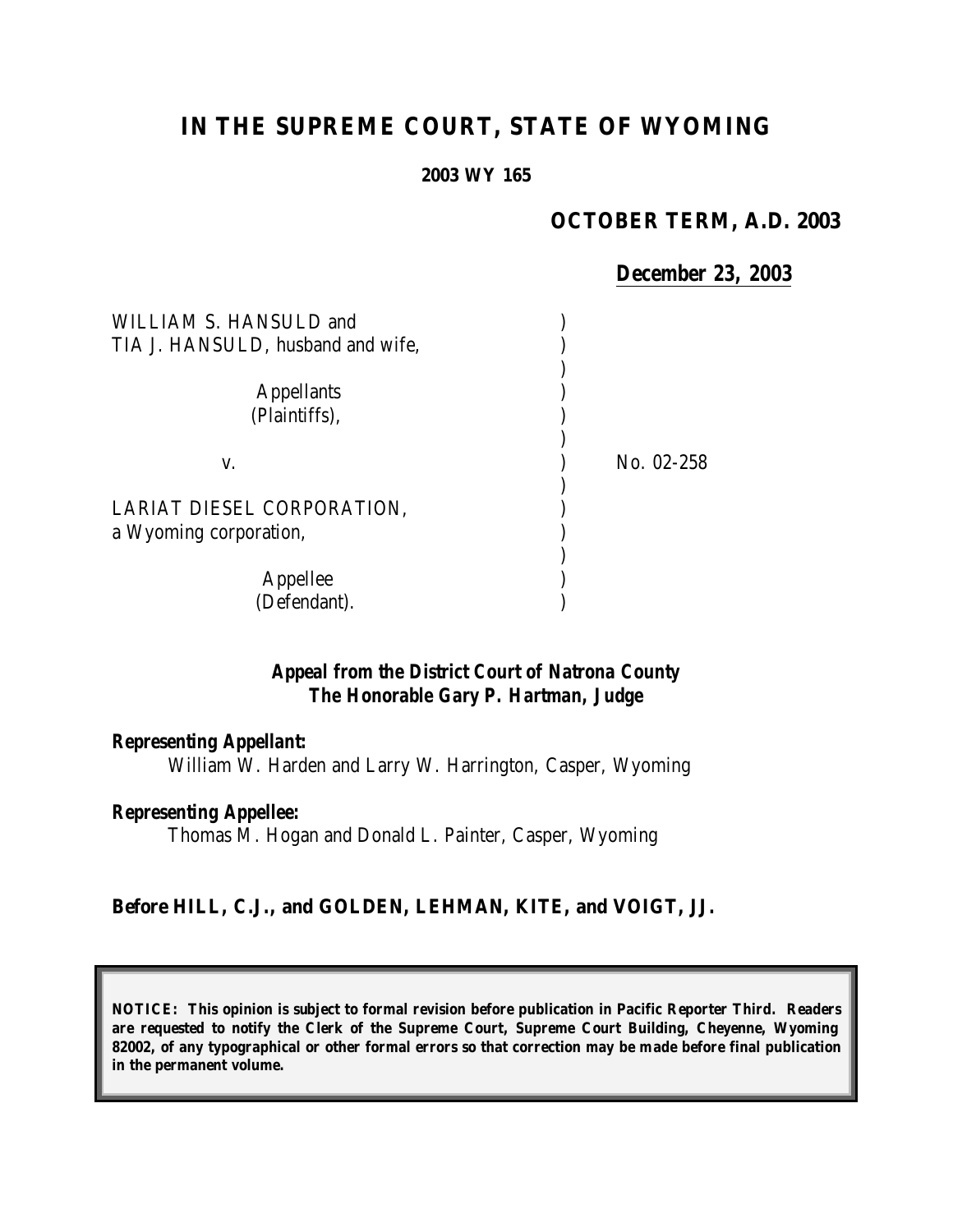# IN THE SUPREME COURT, STATE OF WYOMING

**2003 WY 165**

**OCTOBER TERM, A.D. 2003**

**December 23, 2003**

| | | |
|---|---|---|
| WILLIAM S. HANSULD and TIA J. HANSULD, husband and wife, | ) | |
| Appellants (Plaintiffs), | ) | |
| v. | ) | No. 02-258 |
| LARIAT DIESEL CORPORATION, a Wyoming corporation, | ) | |
| Appellee (Defendant). | ) | |

***Appeal from the District Court of Natrona County***
***The Honorable Gary P. Hartman, Judge***

***Representing Appellant:***
William W. Harden and Larry W. Harrington, Casper, Wyoming

***Representing Appellee:***
Thomas M. Hogan and Donald L. Painter, Casper, Wyoming

**Before HILL, C.J., and GOLDEN, LEHMAN, KITE, and VOIGT, JJ.**

**NOTICE: This opinion is subject to formal revision before publication in Pacific Reporter Third. Readers are requested to notify the Clerk of the Supreme Court, Supreme Court Building, Cheyenne, Wyoming 82002, of any typographical or other formal errors so that correction may be made before final publication in the permanent volume.**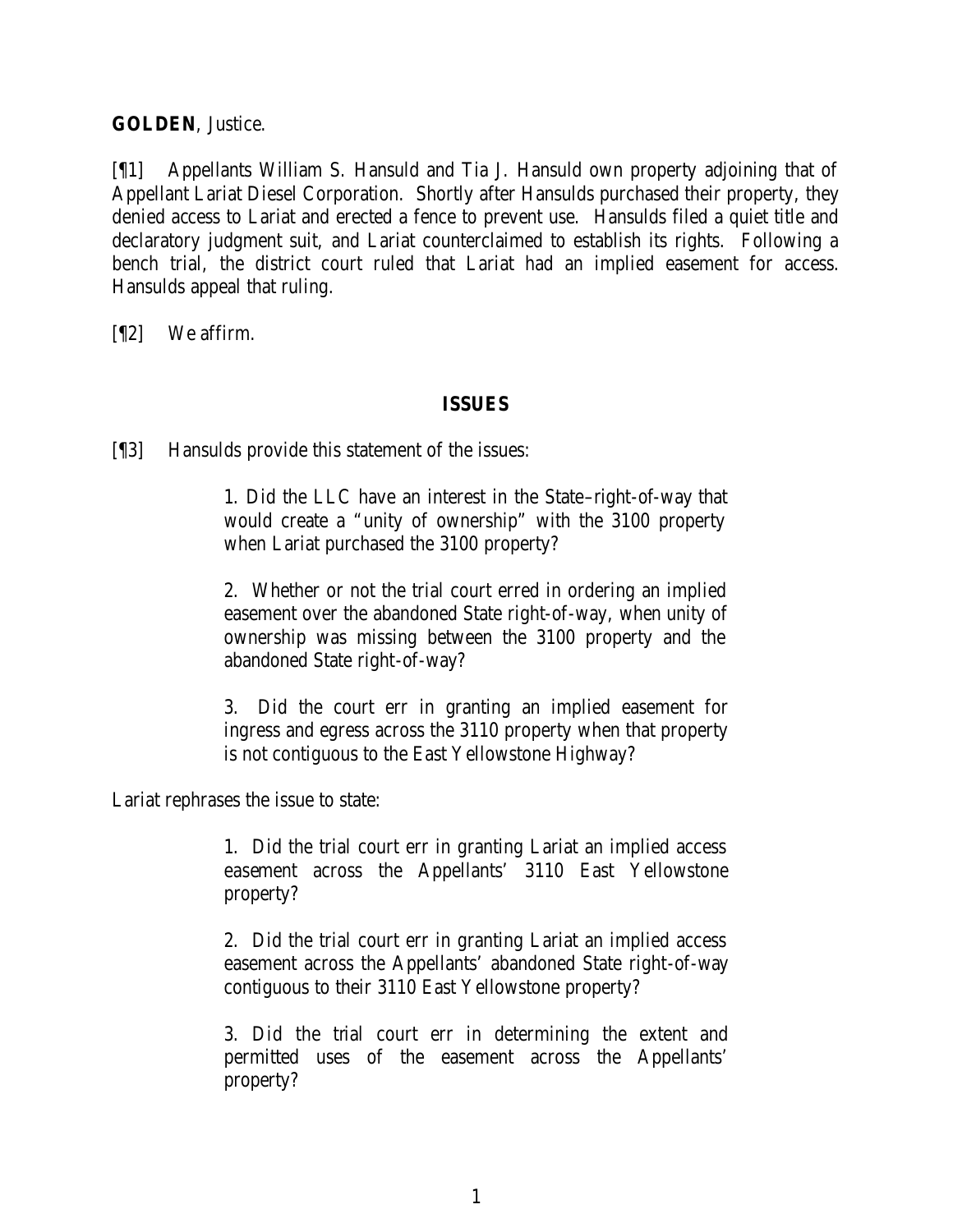**GOLDEN**, Justice.

[¶1] Appellants William S. Hansuld and Tia J. Hansuld own property adjoining that of Appellant Lariat Diesel Corporation. Shortly after Hansulds purchased their property, they denied access to Lariat and erected a fence to prevent use. Hansulds filed a quiet title and declaratory judgment suit, and Lariat counterclaimed to establish its rights. Following a bench trial, the district court ruled that Lariat had an implied easement for access. Hansulds appeal that ruling.

[¶2] We affirm.

## ISSUES

[¶3] Hansulds provide this statement of the issues:

> 1. Did the LLC have an interest in the State–right-of-way that would create a "unity of ownership" with the 3100 property when Lariat purchased the 3100 property?
>
> 2. Whether or not the trial court erred in ordering an implied easement over the abandoned State right-of-way, when unity of ownership was missing between the 3100 property and the abandoned State right-of-way?
>
> 3. Did the court err in granting an implied easement for ingress and egress across the 3110 property when that property is not contiguous to the East Yellowstone Highway?

Lariat rephrases the issue to state:

> 1. Did the trial court err in granting Lariat an implied access easement across the Appellants' 3110 East Yellowstone property?
>
> 2. Did the trial court err in granting Lariat an implied access easement across the Appellants' abandoned State right-of-way contiguous to their 3110 East Yellowstone property?
>
> 3. Did the trial court err in determining the extent and permitted uses of the easement across the Appellants' property?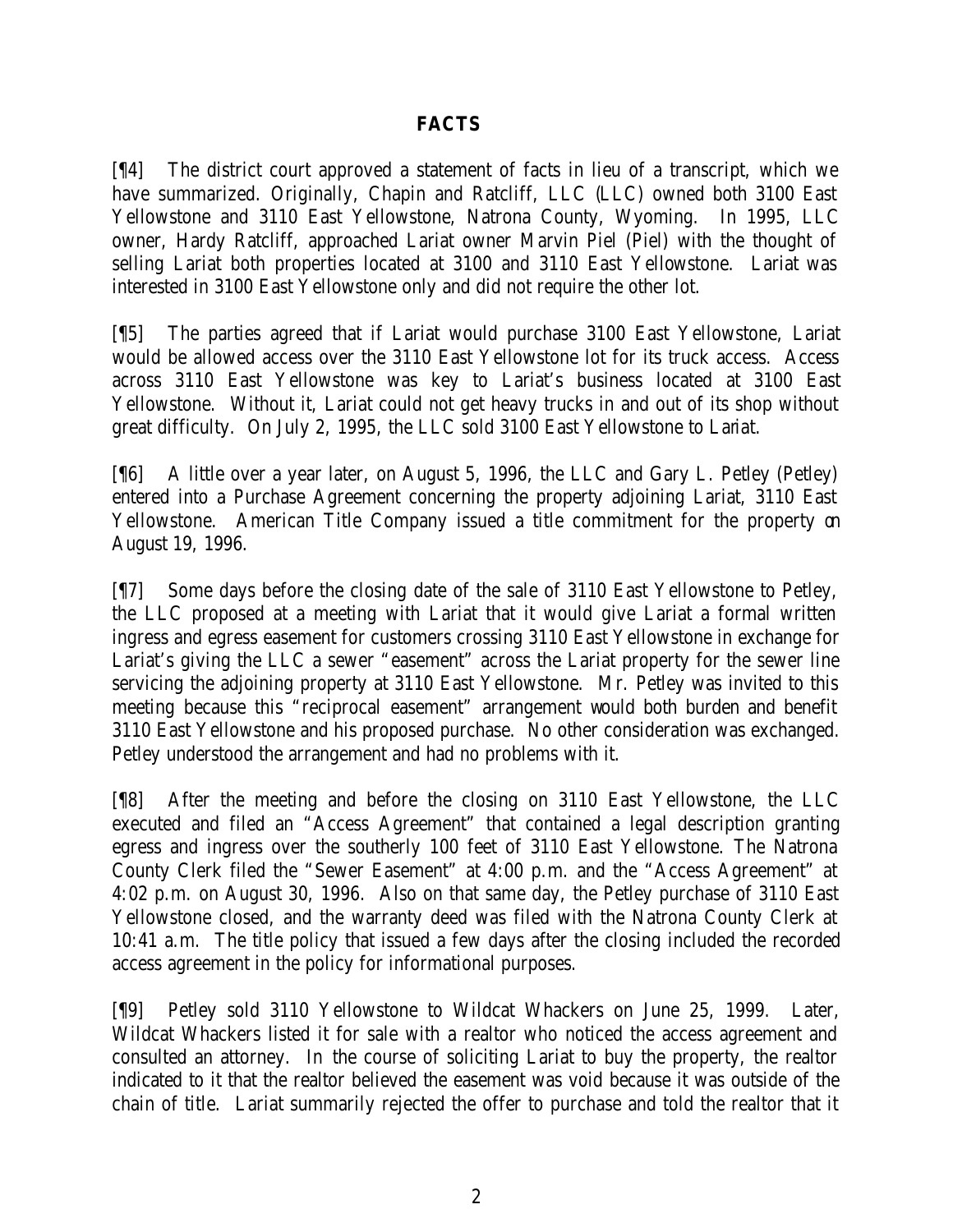## FACTS

[¶4] The district court approved a statement of facts in lieu of a transcript, which we have summarized. Originally, Chapin and Ratcliff, LLC (LLC) owned both 3100 East Yellowstone and 3110 East Yellowstone, Natrona County, Wyoming. In 1995, LLC owner, Hardy Ratcliff, approached Lariat owner Marvin Piel (Piel) with the thought of selling Lariat both properties located at 3100 and 3110 East Yellowstone. Lariat was interested in 3100 East Yellowstone only and did not require the other lot.

[¶5] The parties agreed that if Lariat would purchase 3100 East Yellowstone, Lariat would be allowed access over the 3110 East Yellowstone lot for its truck access. Access across 3110 East Yellowstone was key to Lariat's business located at 3100 East Yellowstone. Without it, Lariat could not get heavy trucks in and out of its shop without great difficulty. On July 2, 1995, the LLC sold 3100 East Yellowstone to Lariat.

[¶6] A little over a year later, on August 5, 1996, the LLC and Gary L. Petley (Petley) entered into a Purchase Agreement concerning the property adjoining Lariat, 3110 East Yellowstone. American Title Company issued a title commitment for the property on August 19, 1996.

[¶7] Some days before the closing date of the sale of 3110 East Yellowstone to Petley, the LLC proposed at a meeting with Lariat that it would give Lariat a formal written ingress and egress easement for customers crossing 3110 East Yellowstone in exchange for Lariat's giving the LLC a sewer "easement" across the Lariat property for the sewer line servicing the adjoining property at 3110 East Yellowstone. Mr. Petley was invited to this meeting because this "reciprocal easement" arrangement would both burden and benefit 3110 East Yellowstone and his proposed purchase. No other consideration was exchanged. Petley understood the arrangement and had no problems with it.

[¶8] After the meeting and before the closing on 3110 East Yellowstone, the LLC executed and filed an "Access Agreement" that contained a legal description granting egress and ingress over the southerly 100 feet of 3110 East Yellowstone. The Natrona County Clerk filed the "Sewer Easement" at 4:00 p.m. and the "Access Agreement" at 4:02 p.m. on August 30, 1996. Also on that same day, the Petley purchase of 3110 East Yellowstone closed, and the warranty deed was filed with the Natrona County Clerk at 10:41 a.m. The title policy that issued a few days after the closing included the recorded access agreement in the policy for informational purposes.

[¶9] Petley sold 3110 Yellowstone to Wildcat Whackers on June 25, 1999. Later, Wildcat Whackers listed it for sale with a realtor who noticed the access agreement and consulted an attorney. In the course of soliciting Lariat to buy the property, the realtor indicated to it that the realtor believed the easement was void because it was outside of the chain of title. Lariat summarily rejected the offer to purchase and told the realtor that it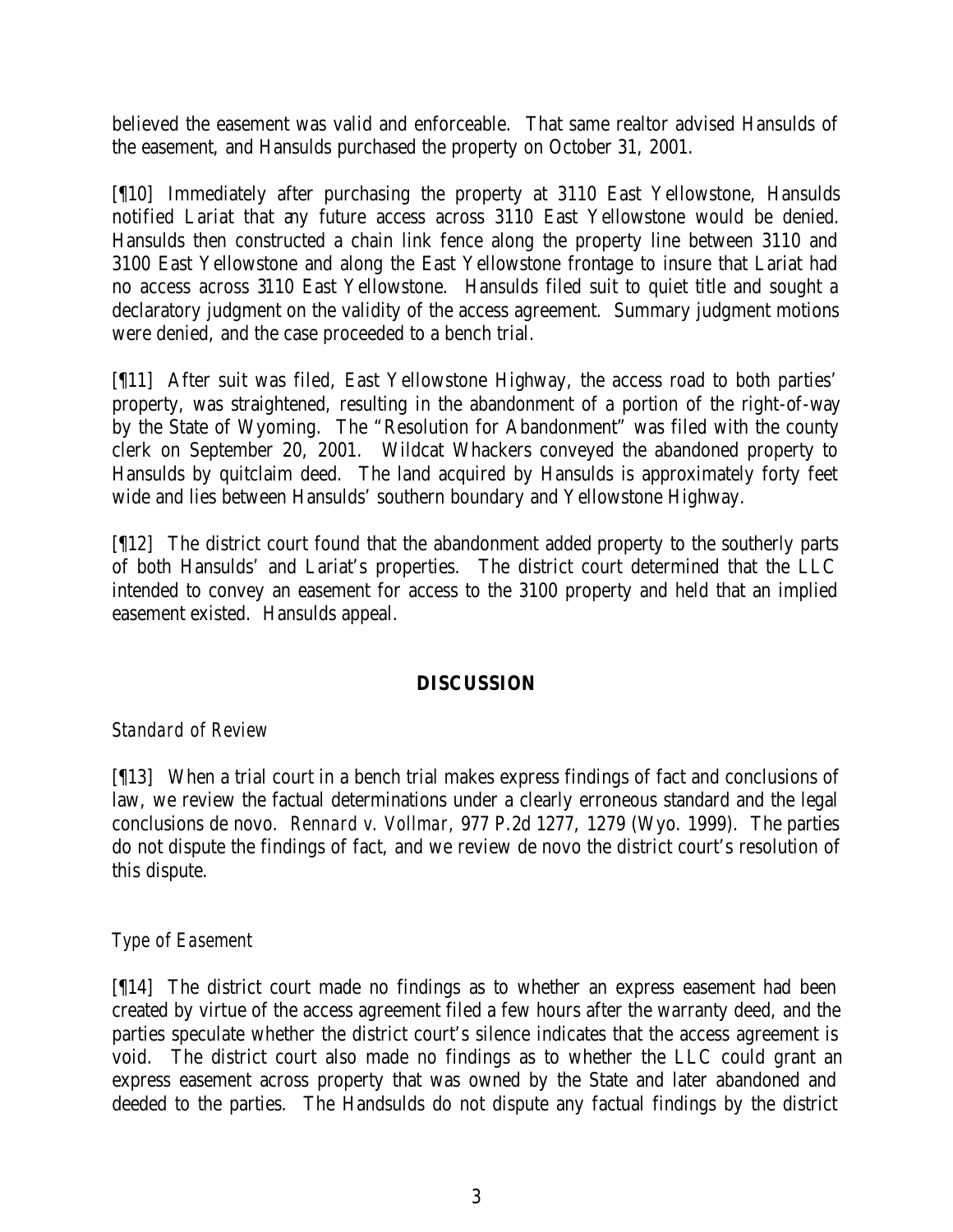believed the easement was valid and enforceable. That same realtor advised Hansulds of the easement, and Hansulds purchased the property on October 31, 2001.

[¶10] Immediately after purchasing the property at 3110 East Yellowstone, Hansulds notified Lariat that any future access across 3110 East Yellowstone would be denied. Hansulds then constructed a chain link fence along the property line between 3110 and 3100 East Yellowstone and along the East Yellowstone frontage to insure that Lariat had no access across 3110 East Yellowstone. Hansulds filed suit to quiet title and sought a declaratory judgment on the validity of the access agreement. Summary judgment motions were denied, and the case proceeded to a bench trial.

[¶11] After suit was filed, East Yellowstone Highway, the access road to both parties' property, was straightened, resulting in the abandonment of a portion of the right-of-way by the State of Wyoming. The "Resolution for Abandonment" was filed with the county clerk on September 20, 2001. Wildcat Whackers conveyed the abandoned property to Hansulds by quitclaim deed. The land acquired by Hansulds is approximately forty feet wide and lies between Hansulds' southern boundary and Yellowstone Highway.

[¶12] The district court found that the abandonment added property to the southerly parts of both Hansulds' and Lariat's properties. The district court determined that the LLC intended to convey an easement for access to the 3100 property and held that an implied easement existed. Hansulds appeal.

## DISCUSSION

*Standard of Review*

[¶13] When a trial court in a bench trial makes express findings of fact and conclusions of law, we review the factual determinations under a clearly erroneous standard and the legal conclusions de novo. *Rennard v. Vollmar*, 977 P.2d 1277, 1279 (Wyo. 1999). The parties do not dispute the findings of fact, and we review de novo the district court's resolution of this dispute.

*Type of Easement*

[¶14] The district court made no findings as to whether an express easement had been created by virtue of the access agreement filed a few hours after the warranty deed, and the parties speculate whether the district court's silence indicates that the access agreement is void. The district court also made no findings as to whether the LLC could grant an express easement across property that was owned by the State and later abandoned and deeded to the parties. The Handsulds do not dispute any factual findings by the district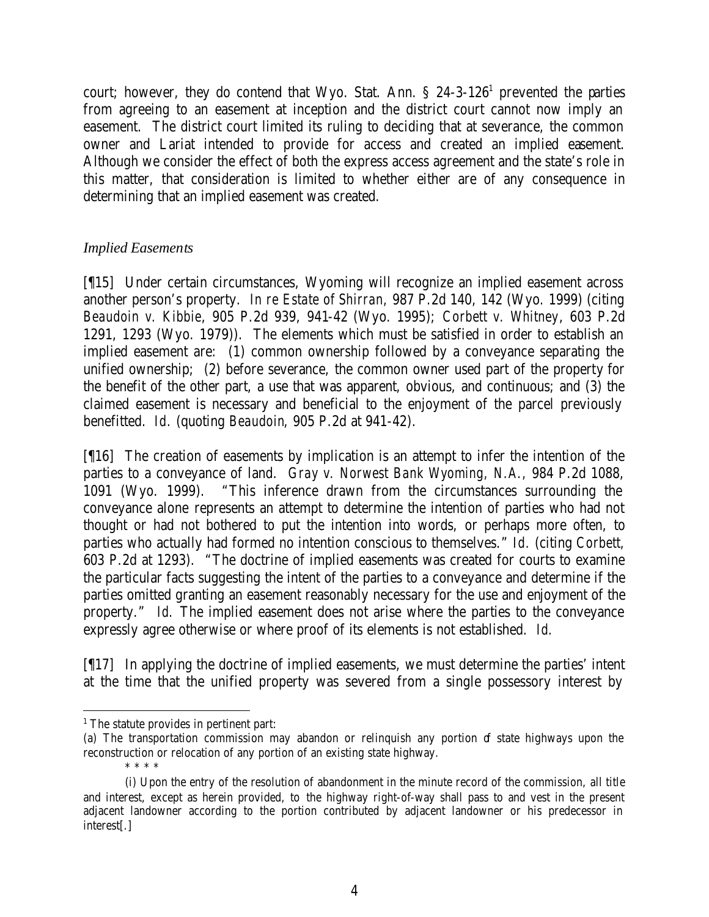court; however, they do contend that Wyo. Stat. Ann. § 24-3-126[1] prevented the parties from agreeing to an easement at inception and the district court cannot now imply an easement. The district court limited its ruling to deciding that at severance, the common owner and Lariat intended to provide for access and created an implied easement. Although we consider the effect of both the express access agreement and the state's role in this matter, that consideration is limited to whether either are of any consequence in determining that an implied easement was created.

*Implied Easements*

[¶15] Under certain circumstances, Wyoming will recognize an implied easement across another person's property. *In re Estate of Shirran*, 987 P.2d 140, 142 (Wyo. 1999) (citing *Beaudoin v. Kibbie*, 905 P.2d 939, 941-42 (Wyo. 1995); *Corbett v. Whitney*, 603 P.2d 1291, 1293 (Wyo. 1979)). The elements which must be satisfied in order to establish an implied easement are: (1) common ownership followed by a conveyance separating the unified ownership; (2) before severance, the common owner used part of the property for the benefit of the other part, a use that was apparent, obvious, and continuous; and (3) the claimed easement is necessary and beneficial to the enjoyment of the parcel previously benefitted. *Id.* (quoting *Beaudoin*, 905 P.2d at 941-42).

[¶16] The creation of easements by implication is an attempt to infer the intention of the parties to a conveyance of land. *Gray v. Norwest Bank Wyoming, N.A.*, 984 P.2d 1088, 1091 (Wyo. 1999). "This inference drawn from the circumstances surrounding the conveyance alone represents an attempt to determine the intention of parties who had not thought or had not bothered to put the intention into words, or perhaps more often, to parties who actually had formed no intention conscious to themselves." *Id.* (citing *Corbett*, 603 P.2d at 1293). "The doctrine of implied easements was created for courts to examine the particular facts suggesting the intent of the parties to a conveyance and determine if the parties omitted granting an easement reasonably necessary for the use and enjoyment of the property." *Id.* The implied easement does not arise where the parties to the conveyance expressly agree otherwise or where proof of its elements is not established. *Id.*

[¶17] In applying the doctrine of implied easements, we must determine the parties' intent at the time that the unified property was severed from a single possessory interest by

---

[1] The statute provides in pertinent part:

(a) The transportation commission may abandon or relinquish any portion of state highways upon the reconstruction or relocation of any portion of an existing state highway.

\* \* \* \*

(i) Upon the entry of the resolution of abandonment in the minute record of the commission, all title and interest, except as herein provided, to the highway right-of-way shall pass to and vest in the present adjacent landowner according to the portion contributed by adjacent landowner or his predecessor in interest[.]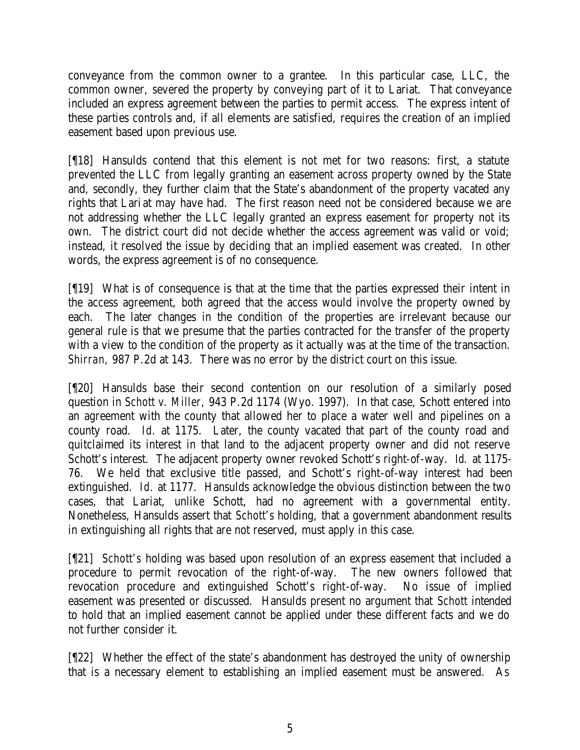conveyance from the common owner to a grantee. In this particular case, LLC, the common owner, severed the property by conveying part of it to Lariat. That conveyance included an express agreement between the parties to permit access. The express intent of these parties controls and, if all elements are satisfied, requires the creation of an implied easement based upon previous use.

[¶18] Hansulds contend that this element is not met for two reasons: first, a statute prevented the LLC from legally granting an easement across property owned by the State and, secondly, they further claim that the State's abandonment of the property vacated any rights that Lariat may have had. The first reason need not be considered because we are not addressing whether the LLC legally granted an express easement for property not its own. The district court did not decide whether the access agreement was valid or void; instead, it resolved the issue by deciding that an implied easement was created. In other words, the express agreement is of no consequence.

[¶19] What is of consequence is that at the time that the parties expressed their intent in the access agreement, both agreed that the access would involve the property owned by each. The later changes in the condition of the properties are irrelevant because our general rule is that we presume that the parties contracted for the transfer of the property with a view to the condition of the property as it actually was at the time of the transaction. *Shirran*, 987 P.2d at 143. There was no error by the district court on this issue.

[¶20] Hansulds base their second contention on our resolution of a similarly posed question in *Schott v. Miller*, 943 P.2d 1174 (Wyo. 1997). In that case, Schott entered into an agreement with the county that allowed her to place a water well and pipelines on a county road. *Id.* at 1175. Later, the county vacated that part of the county road and quitclaimed its interest in that land to the adjacent property owner and did not reserve Schott's interest. The adjacent property owner revoked Schott's right-of-way. *Id.* at 1175-76. We held that exclusive title passed, and Schott's right-of-way interest had been extinguished. *Id.* at 1177. Hansulds acknowledge the obvious distinction between the two cases, that Lariat, unlike Schott, had no agreement with a governmental entity. Nonetheless, Hansulds assert that *Schott's* holding, that a government abandonment results in extinguishing all rights that are not reserved, must apply in this case.

[¶21] *Schott's* holding was based upon resolution of an express easement that included a procedure to permit revocation of the right-of-way. The new owners followed that revocation procedure and extinguished Schott's right-of-way. No issue of implied easement was presented or discussed. Hansulds present no argument that *Schott* intended to hold that an implied easement cannot be applied under these different facts and we do not further consider it.

[¶22] Whether the effect of the state's abandonment has destroyed the unity of ownership that is a necessary element to establishing an implied easement must be answered. As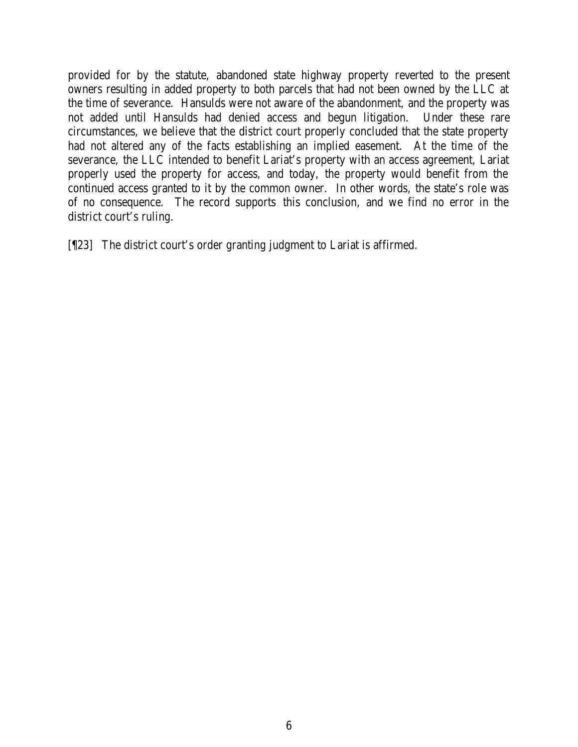provided for by the statute, abandoned state highway property reverted to the present owners resulting in added property to both parcels that had not been owned by the LLC at the time of severance. Hansulds were not aware of the abandonment, and the property was not added until Hansulds had denied access and begun litigation. Under these rare circumstances, we believe that the district court properly concluded that the state property had not altered any of the facts establishing an implied easement. At the time of the severance, the LLC intended to benefit Lariat's property with an access agreement, Lariat properly used the property for access, and today, the property would benefit from the continued access granted to it by the common owner. In other words, the state's role was of no consequence. The record supports this conclusion, and we find no error in the district court's ruling.

[¶23] The district court's order granting judgment to Lariat is affirmed.